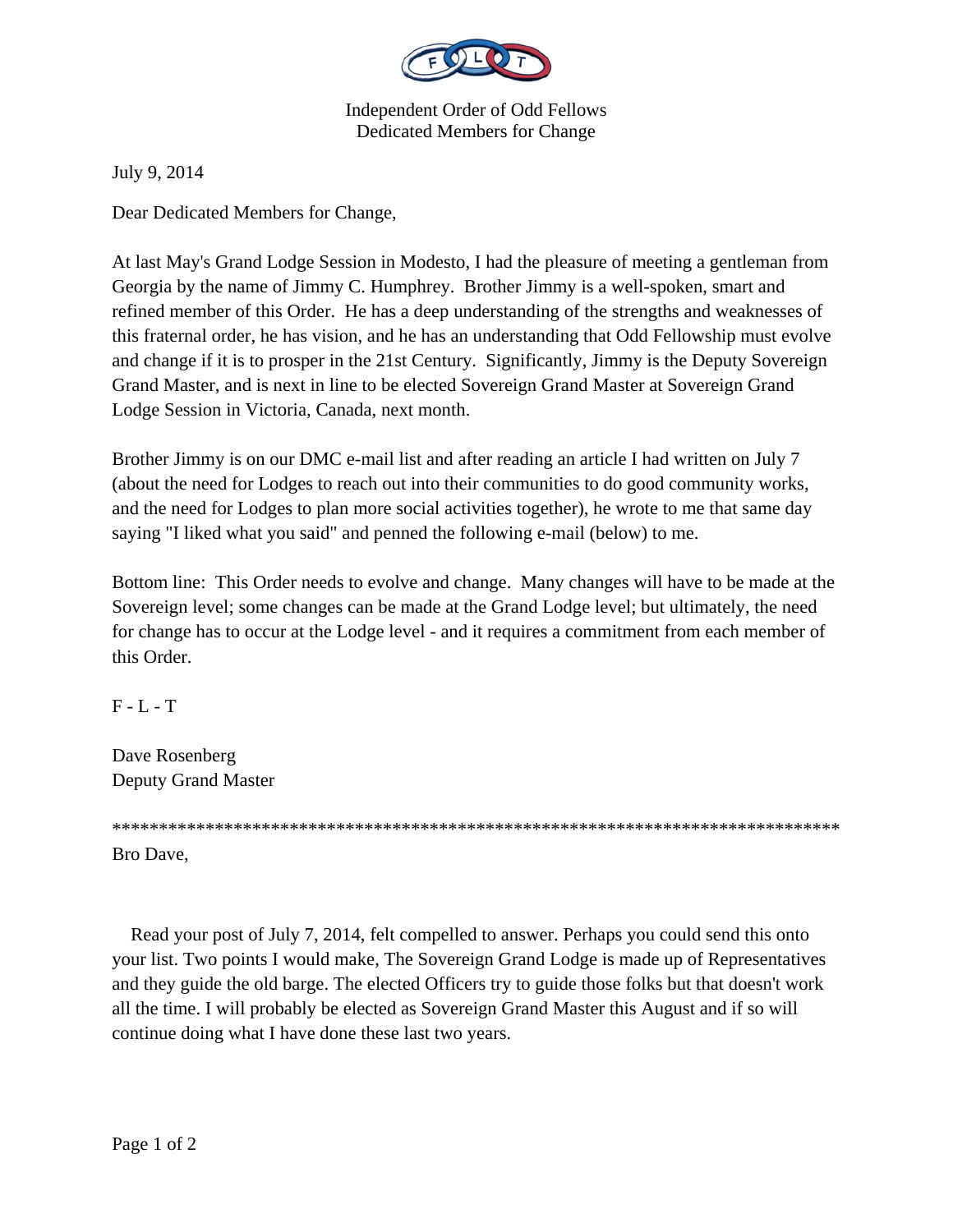Independent Order of Odd Fellows
Dedicated Members for Change

July 9, 2014

Dear Dedicated Members for Change,

At last May's Grand Lodge Session in Modesto, I had the pleasure of meeting a gentleman from Georgia by the name of Jimmy C. Humphrey. Brother Jimmy is a well-spoken, smart and refined member of this Order. He has a deep understanding of the strengths and weaknesses of this fraternal order, he has vision, and he has an understanding that Odd Fellowship must evolve and change if it is to prosper in the 21st Century. Significantly, Jimmy is the Deputy Sovereign Grand Master, and is next in line to be elected Sovereign Grand Master at Sovereign Grand Lodge Session in Victoria, Canada, next month.

Brother Jimmy is on our DMC e-mail list and after reading an article I had written on July 7 (about the need for Lodges to reach out into their communities to do good community works, and the need for Lodges to plan more social activities together), he wrote to me that same day saying "I liked what you said" and penned the following e-mail (below) to me.

Bottom line: This Order needs to evolve and change. Many changes will have to be made at the Sovereign level; some changes can be made at the Grand Lodge level; but ultimately, the need for change has to occur at the Lodge level - and it requires a commitment from each member of this Order.

F - L - T

Dave Rosenberg
Deputy Grand Master

*********************************************************************************

Bro Dave,

Read your post of July 7, 2014, felt compelled to answer. Perhaps you could send this onto your list. Two points I would make, The Sovereign Grand Lodge is made up of Representatives and they guide the old barge. The elected Officers try to guide those folks but that doesn't work all the time. I will probably be elected as Sovereign Grand Master this August and if so will continue doing what I have done these last two years.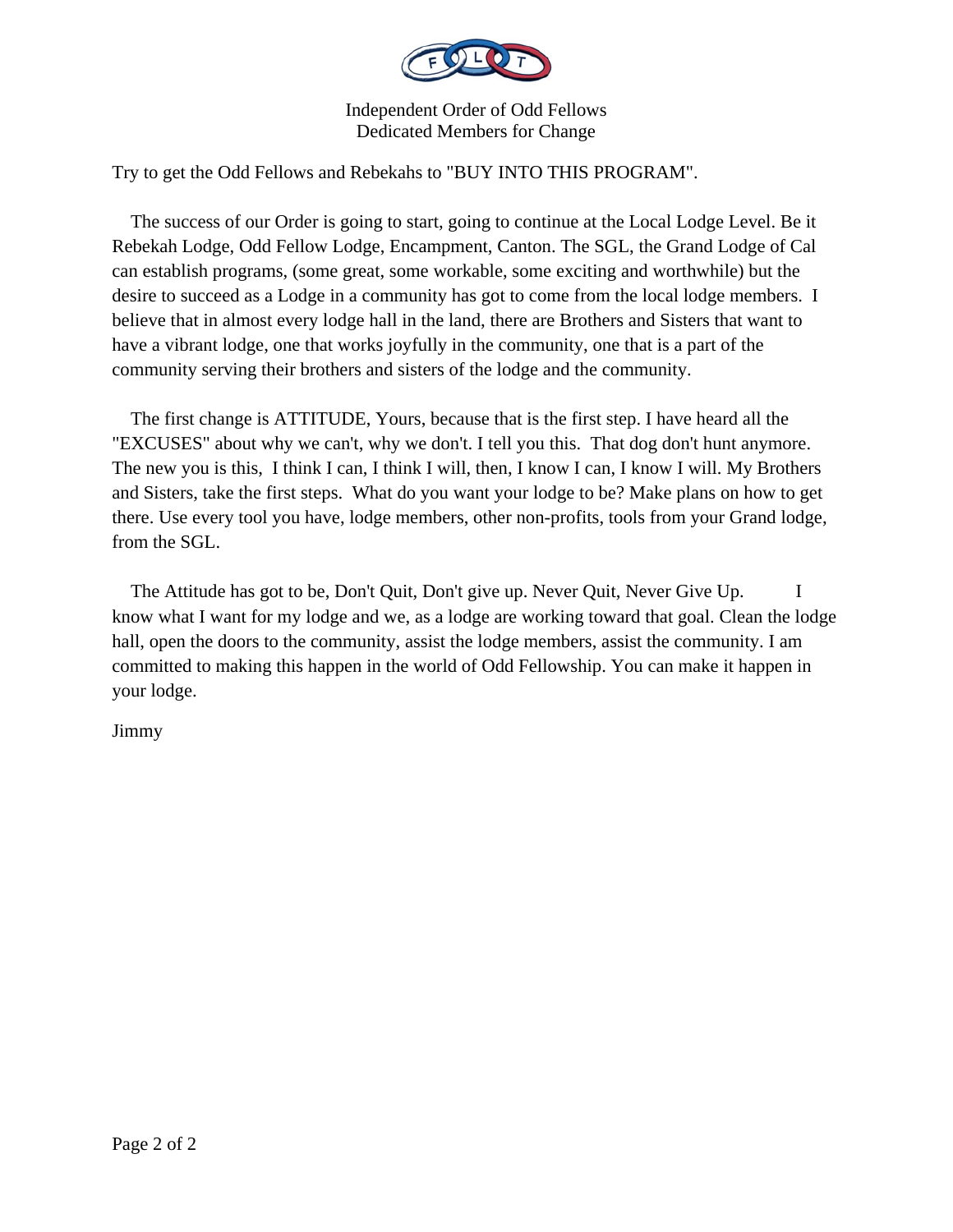Independent Order of Odd Fellows
Dedicated Members for Change

Try to get the Odd Fellows and Rebekahs to "BUY INTO THIS PROGRAM".

The success of our Order is going to start, going to continue at the Local Lodge Level. Be it Rebekah Lodge, Odd Fellow Lodge, Encampment, Canton. The SGL, the Grand Lodge of Cal can establish programs, (some great, some workable, some exciting and worthwhile) but the desire to succeed as a Lodge in a community has got to come from the local lodge members. I believe that in almost every lodge hall in the land, there are Brothers and Sisters that want to have a vibrant lodge, one that works joyfully in the community, one that is a part of the community serving their brothers and sisters of the lodge and the community.

The first change is ATTITUDE, Yours, because that is the first step. I have heard all the "EXCUSES" about why we can't, why we don't. I tell you this. That dog don't hunt anymore. The new you is this, I think I can, I think I will, then, I know I can, I know I will. My Brothers and Sisters, take the first steps. What do you want your lodge to be? Make plans on how to get there. Use every tool you have, lodge members, other non-profits, tools from your Grand lodge, from the SGL.

The Attitude has got to be, Don't Quit, Don't give up. Never Quit, Never Give Up. I know what I want for my lodge and we, as a lodge are working toward that goal. Clean the lodge hall, open the doors to the community, assist the lodge members, assist the community. I am committed to making this happen in the world of Odd Fellowship. You can make it happen in your lodge.

Jimmy